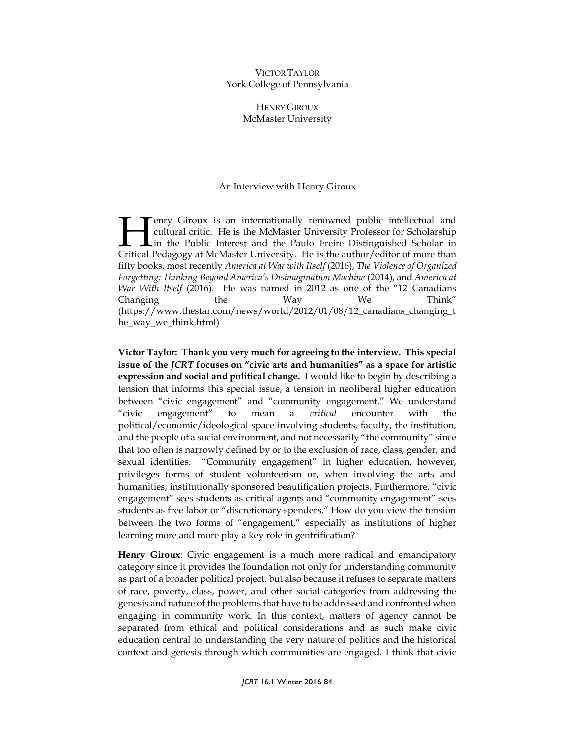VICTOR TAYLOR
York College of Pennsylvania

HENRY GIROUX
McMaster University

# An Interview with Henry Giroux

Henry Giroux is an internationally renowned public intellectual and cultural critic. He is the McMaster University Professor for Scholarship in the Public Interest and the Paulo Freire Distinguished Scholar in Critical Pedagogy at McMaster University. He is the author/editor of more than fifty books, most recently *America at War with Itself* (2016), *The Violence of Organized Forgetting: Thinking Beyond America's Disimagination Machine* (2014), and *America at War With Itself* (2016). He was named in 2012 as one of the "12 Canadians Changing the Way We Think" (https://www.thestar.com/news/world/2012/01/08/12_canadians_changing_the_way_we_think.html)

**Victor Taylor: Thank you very much for agreeing to the interview. This special issue of the *JCRT* focuses on "civic arts and humanities" as a space for artistic expression and social and political change.** I would like to begin by describing a tension that informs this special issue, a tension in neoliberal higher education between "civic engagement" and "community engagement." We understand "civic engagement" to mean a *critical* encounter with the political/economic/ideological space involving students, faculty, the institution, and the people of a social environment, and not necessarily "the community" since that too often is narrowly defined by or to the exclusion of race, class, gender, and sexual identities. "Community engagement" in higher education, however, privileges forms of student volunteerism or, when involving the arts and humanities, institutionally sponsored beautification projects. Furthermore, "civic engagement" sees students as critical agents and "community engagement" sees students as free labor or "discretionary spenders." How do you view the tension between the two forms of "engagement," especially as institutions of higher learning more and more play a key role in gentrification?

**Henry Giroux**: Civic engagement is a much more radical and emancipatory category since it provides the foundation not only for understanding community as part of a broader political project, but also because it refuses to separate matters of race, poverty, class, power, and other social categories from addressing the genesis and nature of the problems that have to be addressed and confronted when engaging in community work. In this context, matters of agency cannot be separated from ethical and political considerations and as such make civic education central to understanding the very nature of politics and the historical context and genesis through which communities are engaged. I think that civic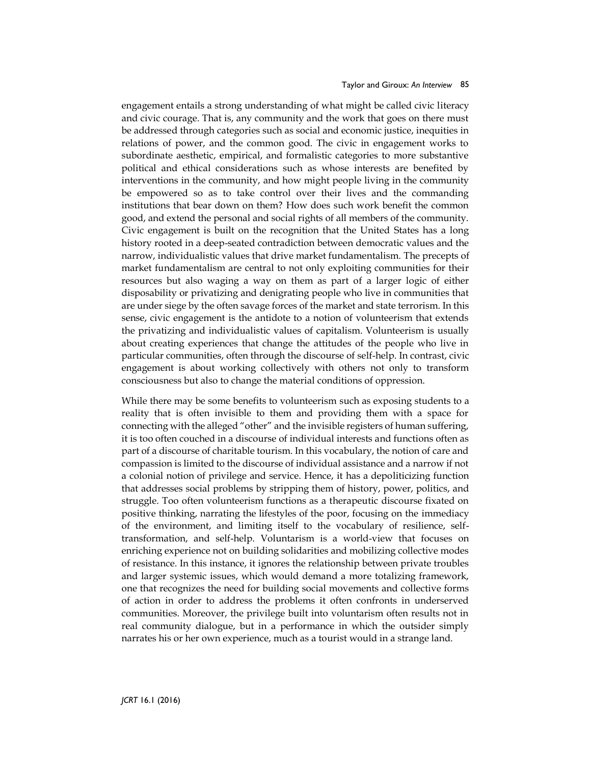engagement entails a strong understanding of what might be called civic literacy and civic courage. That is, any community and the work that goes on there must be addressed through categories such as social and economic justice, inequities in relations of power, and the common good. The civic in engagement works to subordinate aesthetic, empirical, and formalistic categories to more substantive political and ethical considerations such as whose interests are benefited by interventions in the community, and how might people living in the community be empowered so as to take control over their lives and the commanding institutions that bear down on them? How does such work benefit the common good, and extend the personal and social rights of all members of the community. Civic engagement is built on the recognition that the United States has a long history rooted in a deep-seated contradiction between democratic values and the narrow, individualistic values that drive market fundamentalism. The precepts of market fundamentalism are central to not only exploiting communities for their resources but also waging a way on them as part of a larger logic of either disposability or privatizing and denigrating people who live in communities that are under siege by the often savage forces of the market and state terrorism. In this sense, civic engagement is the antidote to a notion of volunteerism that extends the privatizing and individualistic values of capitalism. Volunteerism is usually about creating experiences that change the attitudes of the people who live in particular communities, often through the discourse of self-help. In contrast, civic engagement is about working collectively with others not only to transform consciousness but also to change the material conditions of oppression.

While there may be some benefits to volunteerism such as exposing students to a reality that is often invisible to them and providing them with a space for connecting with the alleged "other" and the invisible registers of human suffering, it is too often couched in a discourse of individual interests and functions often as part of a discourse of charitable tourism. In this vocabulary, the notion of care and compassion is limited to the discourse of individual assistance and a narrow if not a colonial notion of privilege and service. Hence, it has a depoliticizing function that addresses social problems by stripping them of history, power, politics, and struggle. Too often volunteerism functions as a therapeutic discourse fixated on positive thinking, narrating the lifestyles of the poor, focusing on the immediacy of the environment, and limiting itself to the vocabulary of resilience, self-transformation, and self-help. Voluntarism is a world-view that focuses on enriching experience not on building solidarities and mobilizing collective modes of resistance. In this instance, it ignores the relationship between private troubles and larger systemic issues, which would demand a more totalizing framework, one that recognizes the need for building social movements and collective forms of action in order to address the problems it often confronts in underserved communities. Moreover, the privilege built into voluntarism often results not in real community dialogue, but in a performance in which the outsider simply narrates his or her own experience, much as a tourist would in a strange land.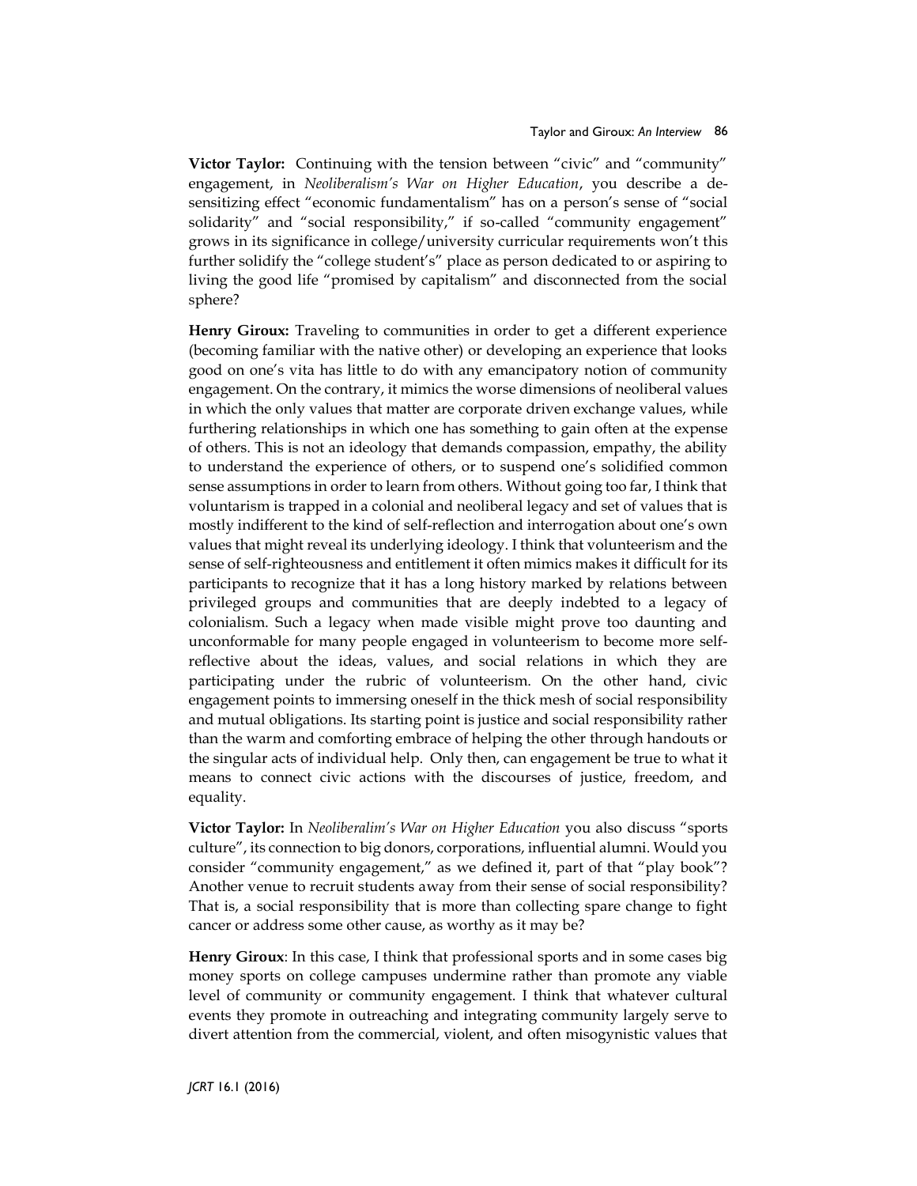**Victor Taylor:** Continuing with the tension between "civic" and "community" engagement, in *Neoliberalism's War on Higher Education*, you describe a de-sensitizing effect "economic fundamentalism" has on a person's sense of "social solidarity" and "social responsibility," if so-called "community engagement" grows in its significance in college/university curricular requirements won't this further solidify the "college student's" place as person dedicated to or aspiring to living the good life "promised by capitalism" and disconnected from the social sphere?

**Henry Giroux:** Traveling to communities in order to get a different experience (becoming familiar with the native other) or developing an experience that looks good on one's vita has little to do with any emancipatory notion of community engagement. On the contrary, it mimics the worse dimensions of neoliberal values in which the only values that matter are corporate driven exchange values, while furthering relationships in which one has something to gain often at the expense of others. This is not an ideology that demands compassion, empathy, the ability to understand the experience of others, or to suspend one's solidified common sense assumptions in order to learn from others. Without going too far, I think that voluntarism is trapped in a colonial and neoliberal legacy and set of values that is mostly indifferent to the kind of self-reflection and interrogation about one's own values that might reveal its underlying ideology. I think that volunteerism and the sense of self-righteousness and entitlement it often mimics makes it difficult for its participants to recognize that it has a long history marked by relations between privileged groups and communities that are deeply indebted to a legacy of colonialism. Such a legacy when made visible might prove too daunting and unconformable for many people engaged in volunteerism to become more self-reflective about the ideas, values, and social relations in which they are participating under the rubric of volunteerism. On the other hand, civic engagement points to immersing oneself in the thick mesh of social responsibility and mutual obligations. Its starting point is justice and social responsibility rather than the warm and comforting embrace of helping the other through handouts or the singular acts of individual help. Only then, can engagement be true to what it means to connect civic actions with the discourses of justice, freedom, and equality.

**Victor Taylor:** In *Neoliberalim's War on Higher Education* you also discuss "sports culture", its connection to big donors, corporations, influential alumni. Would you consider "community engagement," as we defined it, part of that "play book"? Another venue to recruit students away from their sense of social responsibility? That is, a social responsibility that is more than collecting spare change to fight cancer or address some other cause, as worthy as it may be?

**Henry Giroux**: In this case, I think that professional sports and in some cases big money sports on college campuses undermine rather than promote any viable level of community or community engagement. I think that whatever cultural events they promote in outreaching and integrating community largely serve to divert attention from the commercial, violent, and often misogynistic values that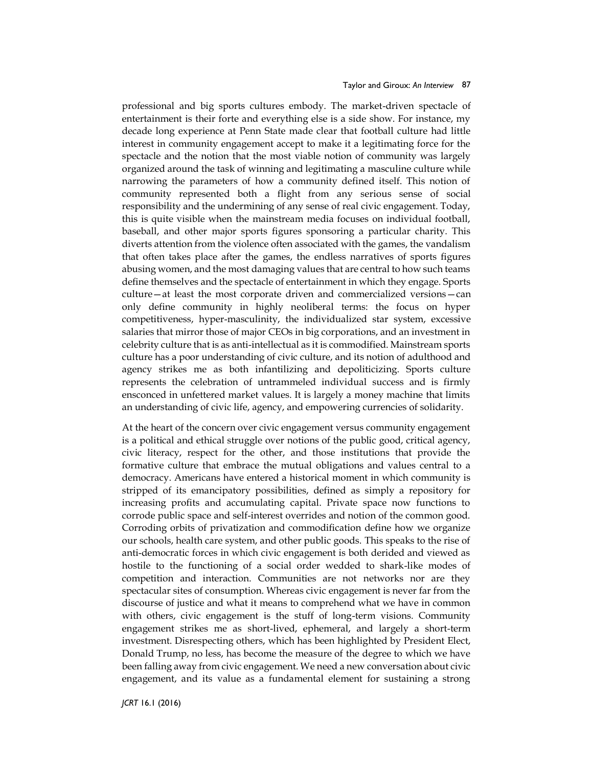professional and big sports cultures embody. The market-driven spectacle of entertainment is their forte and everything else is a side show. For instance, my decade long experience at Penn State made clear that football culture had little interest in community engagement accept to make it a legitimating force for the spectacle and the notion that the most viable notion of community was largely organized around the task of winning and legitimating a masculine culture while narrowing the parameters of how a community defined itself. This notion of community represented both a flight from any serious sense of social responsibility and the undermining of any sense of real civic engagement. Today, this is quite visible when the mainstream media focuses on individual football, baseball, and other major sports figures sponsoring a particular charity. This diverts attention from the violence often associated with the games, the vandalism that often takes place after the games, the endless narratives of sports figures abusing women, and the most damaging values that are central to how such teams define themselves and the spectacle of entertainment in which they engage. Sports culture—at least the most corporate driven and commercialized versions—can only define community in highly neoliberal terms: the focus on hyper competitiveness, hyper-masculinity, the individualized star system, excessive salaries that mirror those of major CEOs in big corporations, and an investment in celebrity culture that is as anti-intellectual as it is commodified. Mainstream sports culture has a poor understanding of civic culture, and its notion of adulthood and agency strikes me as both infantilizing and depoliticizing. Sports culture represents the celebration of untrammeled individual success and is firmly ensconced in unfettered market values. It is largely a money machine that limits an understanding of civic life, agency, and empowering currencies of solidarity.

At the heart of the concern over civic engagement versus community engagement is a political and ethical struggle over notions of the public good, critical agency, civic literacy, respect for the other, and those institutions that provide the formative culture that embrace the mutual obligations and values central to a democracy. Americans have entered a historical moment in which community is stripped of its emancipatory possibilities, defined as simply a repository for increasing profits and accumulating capital. Private space now functions to corrode public space and self-interest overrides and notion of the common good. Corroding orbits of privatization and commodification define how we organize our schools, health care system, and other public goods. This speaks to the rise of anti-democratic forces in which civic engagement is both derided and viewed as hostile to the functioning of a social order wedded to shark-like modes of competition and interaction. Communities are not networks nor are they spectacular sites of consumption. Whereas civic engagement is never far from the discourse of justice and what it means to comprehend what we have in common with others, civic engagement is the stuff of long-term visions. Community engagement strikes me as short-lived, ephemeral, and largely a short-term investment. Disrespecting others, which has been highlighted by President Elect, Donald Trump, no less, has become the measure of the degree to which we have been falling away from civic engagement. We need a new conversation about civic engagement, and its value as a fundamental element for sustaining a strong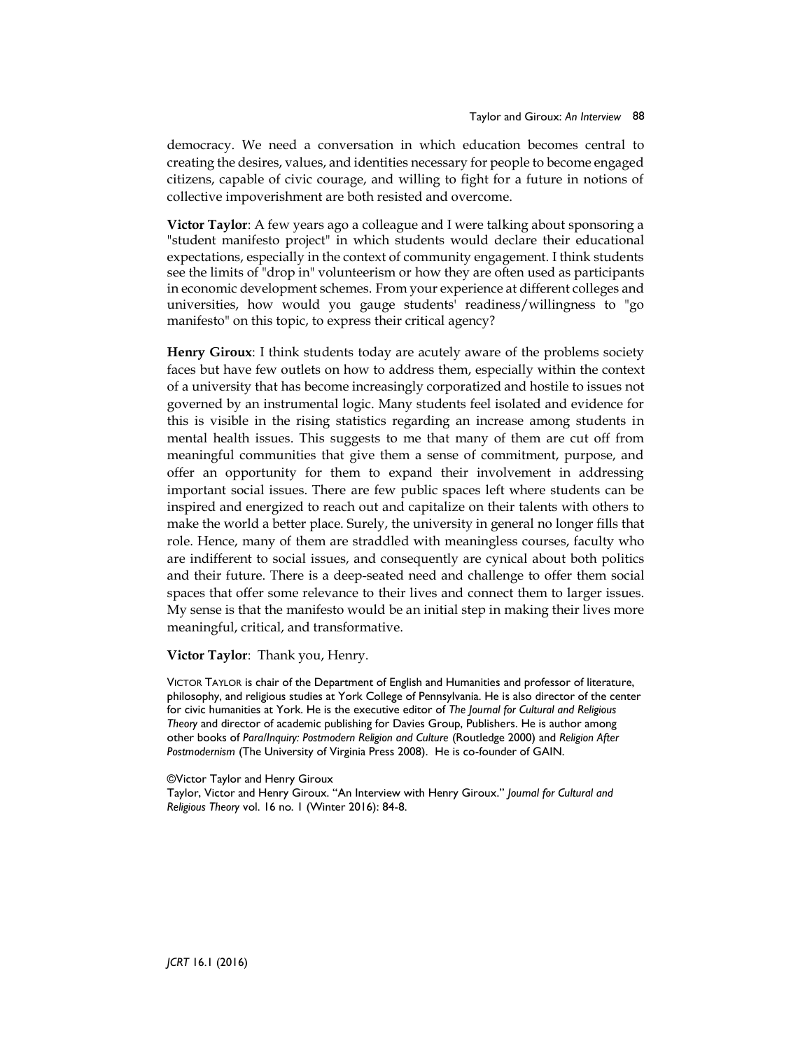democracy. We need a conversation in which education becomes central to creating the desires, values, and identities necessary for people to become engaged citizens, capable of civic courage, and willing to fight for a future in notions of collective impoverishment are both resisted and overcome.

**Victor Taylor**: A few years ago a colleague and I were talking about sponsoring a "student manifesto project" in which students would declare their educational expectations, especially in the context of community engagement. I think students see the limits of "drop in" volunteerism or how they are often used as participants in economic development schemes. From your experience at different colleges and universities, how would you gauge students' readiness/willingness to "go manifesto" on this topic, to express their critical agency?

**Henry Giroux**: I think students today are acutely aware of the problems society faces but have few outlets on how to address them, especially within the context of a university that has become increasingly corporatized and hostile to issues not governed by an instrumental logic. Many students feel isolated and evidence for this is visible in the rising statistics regarding an increase among students in mental health issues. This suggests to me that many of them are cut off from meaningful communities that give them a sense of commitment, purpose, and offer an opportunity for them to expand their involvement in addressing important social issues. There are few public spaces left where students can be inspired and energized to reach out and capitalize on their talents with others to make the world a better place. Surely, the university in general no longer fills that role. Hence, many of them are straddled with meaningless courses, faculty who are indifferent to social issues, and consequently are cynical about both politics and their future. There is a deep-seated need and challenge to offer them social spaces that offer some relevance to their lives and connect them to larger issues. My sense is that the manifesto would be an initial step in making their lives more meaningful, critical, and transformative.

**Victor Taylor**: Thank you, Henry.

VICTOR TAYLOR is chair of the Department of English and Humanities and professor of literature, philosophy, and religious studies at York College of Pennsylvania. He is also director of the center for civic humanities at York. He is the executive editor of *The Journal for Cultural and Religious Theory* and director of academic publishing for Davies Group, Publishers. He is author among other books of *Para/Inquiry: Postmodern Religion and Culture* (Routledge 2000) and *Religion After Postmodernism* (The University of Virginia Press 2008). He is co-founder of GAIN.

©Victor Taylor and Henry Giroux
Taylor, Victor and Henry Giroux. "An Interview with Henry Giroux." *Journal for Cultural and Religious Theory* vol. 16 no. 1 (Winter 2016): 84-8.